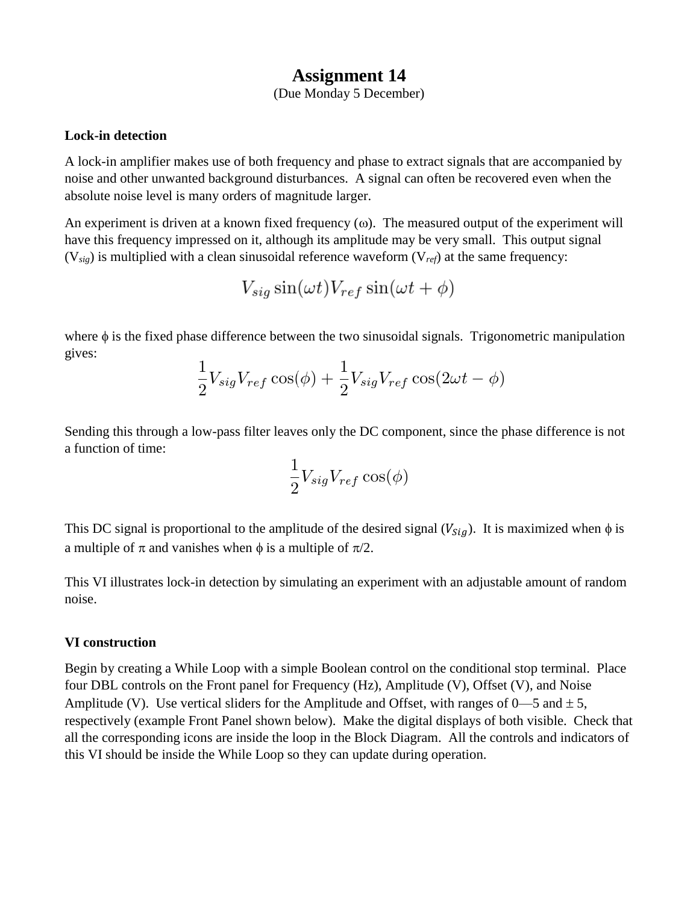# Assignment 14

(Due Monday 5 December)

**Lock-in detection**

A lock-in amplifier makes use of both frequency and phase to extract signals that are accompanied by noise and other unwanted background disturbances. A signal can often be recovered even when the absolute noise level is many orders of magnitude larger.

An experiment is driven at a known fixed frequency ($\omega$). The measured output of the experiment will have this frequency impressed on it, although its amplitude may be very small. This output signal ($V_{sig}$) is multiplied with a clean sinusoidal reference waveform ($V_{ref}$) at the same frequency:

$$V_{sig} \sin(\omega t) V_{ref} \sin(\omega t + \phi)$$

where $\phi$ is the fixed phase difference between the two sinusoidal signals. Trigonometric manipulation gives:

$$\frac{1}{2} V_{sig} V_{ref} \cos(\phi) + \frac{1}{2} V_{sig} V_{ref} \cos(2\omega t - \phi)$$

Sending this through a low-pass filter leaves only the DC component, since the phase difference is not a function of time:

$$\frac{1}{2} V_{sig} V_{ref} \cos(\phi)$$

This DC signal is proportional to the amplitude of the desired signal ($V_{Sig}$). It is maximized when $\phi$ is a multiple of $\pi$ and vanishes when $\phi$ is a multiple of $\pi/2$.

This VI illustrates lock-in detection by simulating an experiment with an adjustable amount of random noise.

**VI construction**

Begin by creating a While Loop with a simple Boolean control on the conditional stop terminal. Place four DBL controls on the Front panel for Frequency (Hz), Amplitude (V), Offset (V), and Noise Amplitude (V). Use vertical sliders for the Amplitude and Offset, with ranges of 0—5 and ± 5, respectively (example Front Panel shown below). Make the digital displays of both visible. Check that all the corresponding icons are inside the loop in the Block Diagram. All the controls and indicators of this VI should be inside the While Loop so they can update during operation.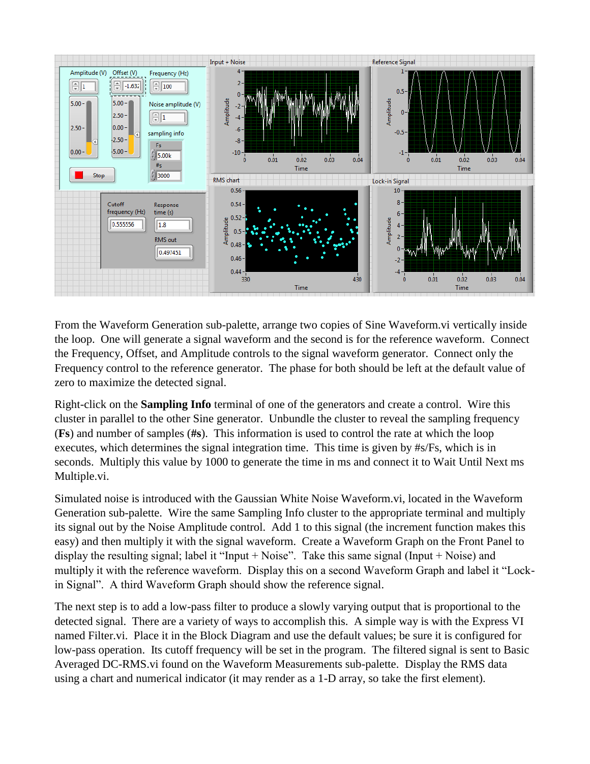From the Waveform Generation sub-palette, arrange two copies of Sine Waveform.vi vertically inside the loop. One will generate a signal waveform and the second is for the reference waveform. Connect the Frequency, Offset, and Amplitude controls to the signal waveform generator. Connect only the Frequency control to the reference generator. The phase for both should be left at the default value of zero to maximize the detected signal.

Right-click on the **Sampling Info** terminal of one of the generators and create a control. Wire this cluster in parallel to the other Sine generator. Unbundle the cluster to reveal the sampling frequency (**Fs**) and number of samples (**#s**). This information is used to control the rate at which the loop executes, which determines the signal integration time. This time is given by #s/Fs, which is in seconds. Multiply this value by 1000 to generate the time in ms and connect it to Wait Until Next ms Multiple.vi.

Simulated noise is introduced with the Gaussian White Noise Waveform.vi, located in the Waveform Generation sub-palette. Wire the same Sampling Info cluster to the appropriate terminal and multiply its signal out by the Noise Amplitude control. Add 1 to this signal (the increment function makes this easy) and then multiply it with the signal waveform. Create a Waveform Graph on the Front Panel to display the resulting signal; label it "Input + Noise". Take this same signal (Input + Noise) and multiply it with the reference waveform. Display this on a second Waveform Graph and label it "Lock-in Signal". A third Waveform Graph should show the reference signal.

The next step is to add a low-pass filter to produce a slowly varying output that is proportional to the detected signal. There are a variety of ways to accomplish this. A simple way is with the Express VI named Filter.vi. Place it in the Block Diagram and use the default values; be sure it is configured for low-pass operation. Its cutoff frequency will be set in the program. The filtered signal is sent to Basic Averaged DC-RMS.vi found on the Waveform Measurements sub-palette. Display the RMS data using a chart and numerical indicator (it may render as a 1-D array, so take the first element).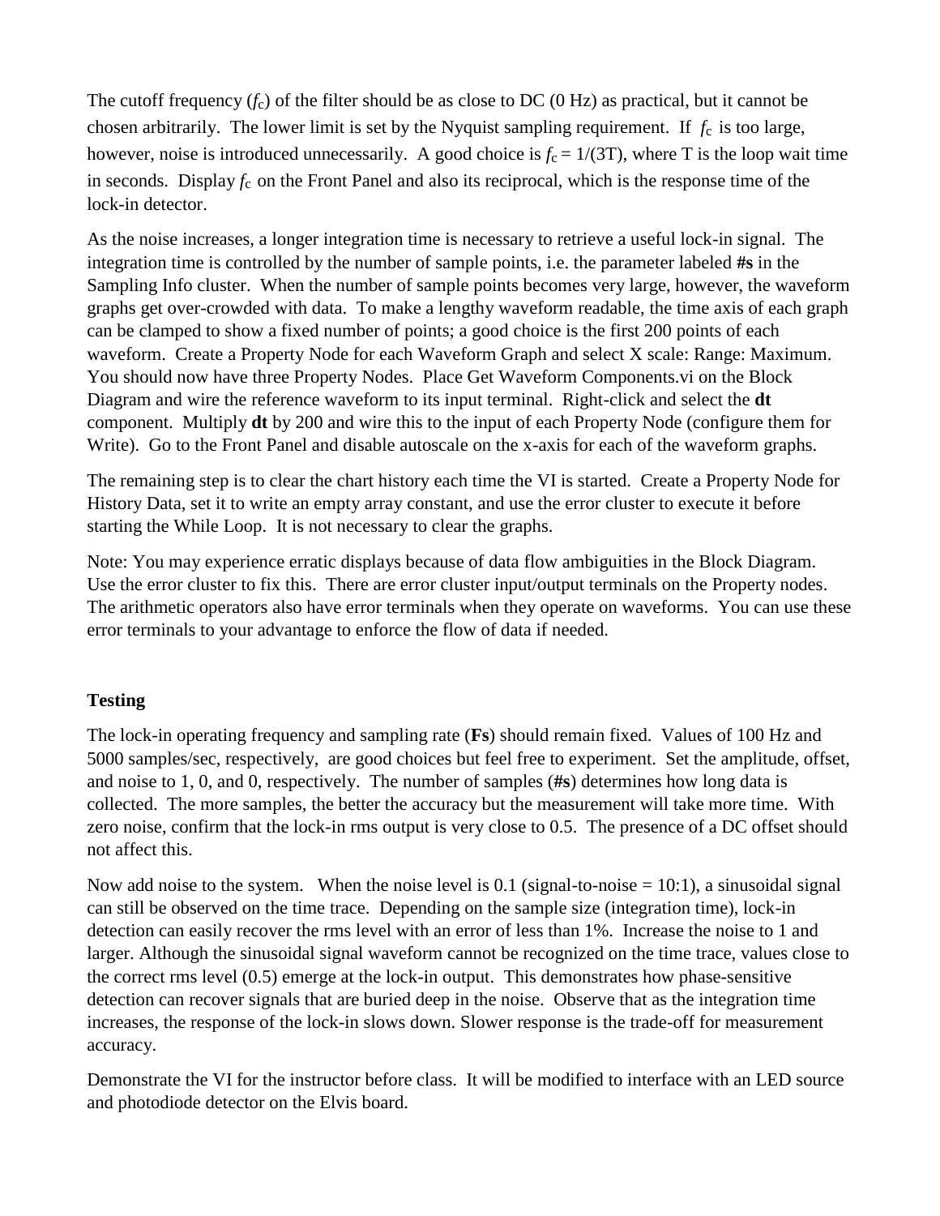The cutoff frequency ($f_c$) of the filter should be as close to DC (0 Hz) as practical, but it cannot be chosen arbitrarily. The lower limit is set by the Nyquist sampling requirement. If $f_c$ is too large, however, noise is introduced unnecessarily. A good choice is $f_c = 1/(3T)$, where T is the loop wait time in seconds. Display $f_c$ on the Front Panel and also its reciprocal, which is the response time of the lock-in detector.

As the noise increases, a longer integration time is necessary to retrieve a useful lock-in signal. The integration time is controlled by the number of sample points, i.e. the parameter labeled **#s** in the Sampling Info cluster. When the number of sample points becomes very large, however, the waveform graphs get over-crowded with data. To make a lengthy waveform readable, the time axis of each graph can be clamped to show a fixed number of points; a good choice is the first 200 points of each waveform. Create a Property Node for each Waveform Graph and select X scale: Range: Maximum. You should now have three Property Nodes. Place Get Waveform Components.vi on the Block Diagram and wire the reference waveform to its input terminal. Right-click and select the **dt** component. Multiply **dt** by 200 and wire this to the input of each Property Node (configure them for Write). Go to the Front Panel and disable autoscale on the x-axis for each of the waveform graphs.

The remaining step is to clear the chart history each time the VI is started. Create a Property Node for History Data, set it to write an empty array constant, and use the error cluster to execute it before starting the While Loop. It is not necessary to clear the graphs.

Note: You may experience erratic displays because of data flow ambiguities in the Block Diagram. Use the error cluster to fix this. There are error cluster input/output terminals on the Property nodes. The arithmetic operators also have error terminals when they operate on waveforms. You can use these error terminals to your advantage to enforce the flow of data if needed.

## Testing

The lock-in operating frequency and sampling rate (**Fs**) should remain fixed. Values of 100 Hz and 5000 samples/sec, respectively, are good choices but feel free to experiment. Set the amplitude, offset, and noise to 1, 0, and 0, respectively. The number of samples (**#s**) determines how long data is collected. The more samples, the better the accuracy but the measurement will take more time. With zero noise, confirm that the lock-in rms output is very close to 0.5. The presence of a DC offset should not affect this.

Now add noise to the system. When the noise level is 0.1 (signal-to-noise = 10:1), a sinusoidal signal can still be observed on the time trace. Depending on the sample size (integration time), lock-in detection can easily recover the rms level with an error of less than 1%. Increase the noise to 1 and larger. Although the sinusoidal signal waveform cannot be recognized on the time trace, values close to the correct rms level (0.5) emerge at the lock-in output. This demonstrates how phase-sensitive detection can recover signals that are buried deep in the noise. Observe that as the integration time increases, the response of the lock-in slows down. Slower response is the trade-off for measurement accuracy.

Demonstrate the VI for the instructor before class. It will be modified to interface with an LED source and photodiode detector on the Elvis board.